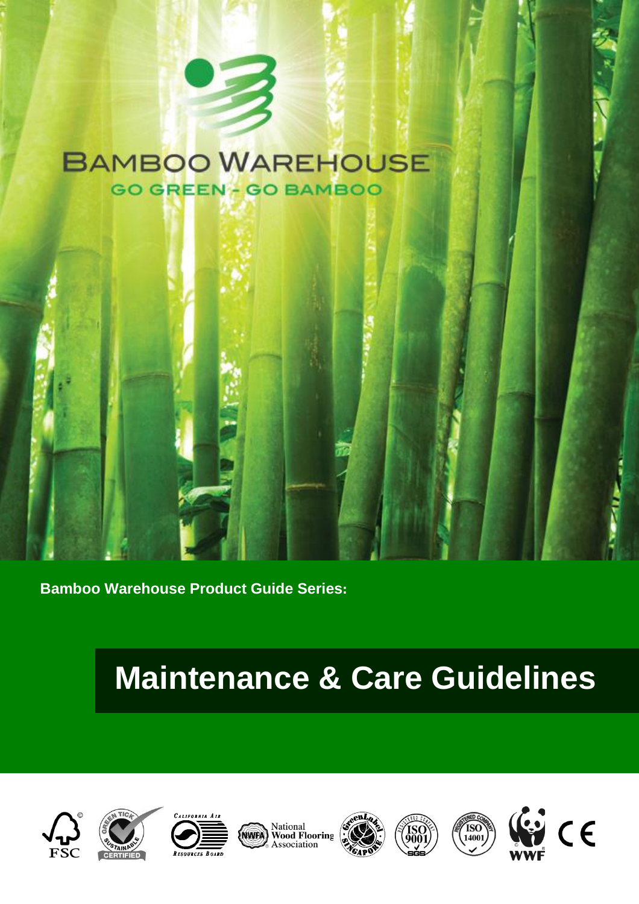BAMBOO WAREHOUSE

GO GREEN - GO BAMBOO

**Bamboo Warehouse Product Guide Series:**

# Maintenance & Care Guidelines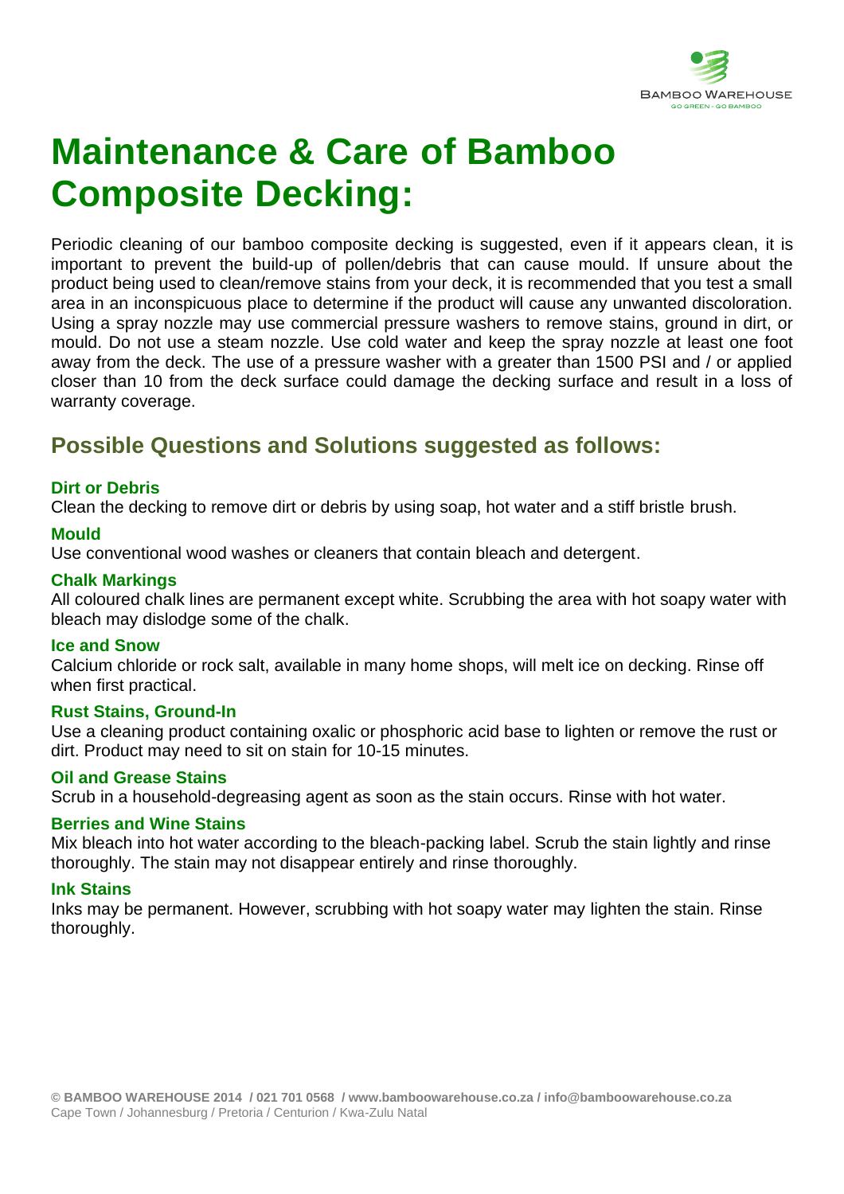# Maintenance & Care of Bamboo Composite Decking:

Periodic cleaning of our bamboo composite decking is suggested, even if it appears clean, it is important to prevent the build-up of pollen/debris that can cause mould. If unsure about the product being used to clean/remove stains from your deck, it is recommended that you test a small area in an inconspicuous place to determine if the product will cause any unwanted discoloration. Using a spray nozzle may use commercial pressure washers to remove stains, ground in dirt, or mould. Do not use a steam nozzle. Use cold water and keep the spray nozzle at least one foot away from the deck. The use of a pressure washer with a greater than 1500 PSI and / or applied closer than 10 from the deck surface could damage the decking surface and result in a loss of warranty coverage.

## Possible Questions and Solutions suggested as follows:

**Dirt or Debris**
Clean the decking to remove dirt or debris by using soap, hot water and a stiff bristle brush.

**Mould**
Use conventional wood washes or cleaners that contain bleach and detergent.

**Chalk Markings**
All coloured chalk lines are permanent except white. Scrubbing the area with hot soapy water with bleach may dislodge some of the chalk.

**Ice and Snow**
Calcium chloride or rock salt, available in many home shops, will melt ice on decking. Rinse off when first practical.

**Rust Stains, Ground-In**
Use a cleaning product containing oxalic or phosphoric acid base to lighten or remove the rust or dirt. Product may need to sit on stain for 10-15 minutes.

**Oil and Grease Stains**
Scrub in a household-degreasing agent as soon as the stain occurs. Rinse with hot water.

**Berries and Wine Stains**
Mix bleach into hot water according to the bleach-packing label. Scrub the stain lightly and rinse thoroughly. The stain may not disappear entirely and rinse thoroughly.

**Ink Stains**
Inks may be permanent. However, scrubbing with hot soapy water may lighten the stain. Rinse thoroughly.

**© BAMBOO WAREHOUSE 2014 / 021 701 0568 / www.bamboowarehouse.co.za / info@bamboowarehouse.co.za**
Cape Town / Johannesburg / Pretoria / Centurion / Kwa-Zulu Natal